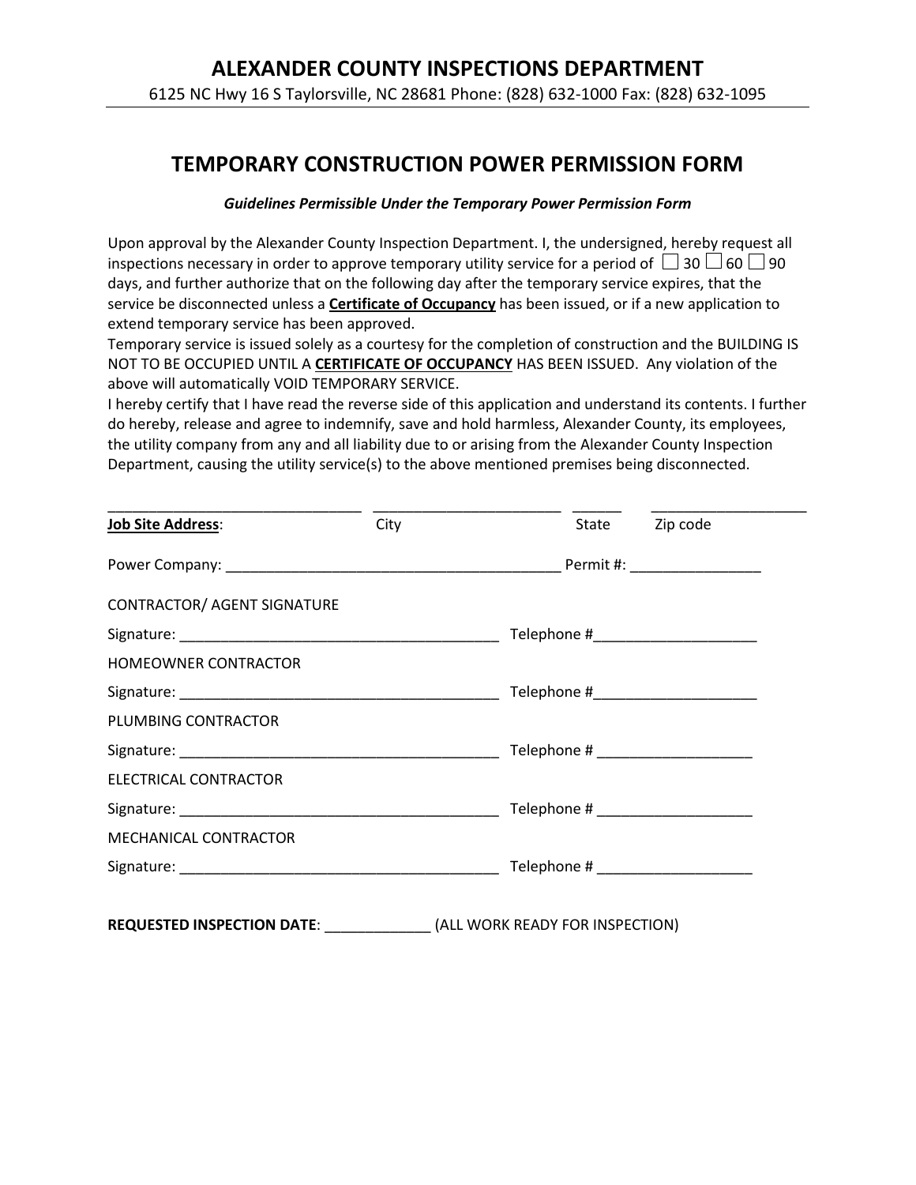# ALEXANDER COUNTY INSPECTIONS DEPARTMENT

6125 NC Hwy 16 S Taylorsville, NC 28681 Phone: (828) 632-1000 Fax: (828) 632-1095

## TEMPORARY CONSTRUCTION POWER PERMISSION FORM

***Guidelines Permissible Under the Temporary Power Permission Form***

Upon approval by the Alexander County Inspection Department. I, the undersigned, hereby request all inspections necessary in order to approve temporary utility service for a period of ☐ 30 ☐ 60 ☐ 90 days, and further authorize that on the following day after the temporary service expires, that the service be disconnected unless a **Certificate of Occupancy** has been issued, or if a new application to extend temporary service has been approved.

Temporary service is issued solely as a courtesy for the completion of construction and the BUILDING IS NOT TO BE OCCUPIED UNTIL A **CERTIFICATE OF OCCUPANCY** HAS BEEN ISSUED. Any violation of the above will automatically VOID TEMPORARY SERVICE.

I hereby certify that I have read the reverse side of this application and understand its contents. I further do hereby, release and agree to indemnify, save and hold harmless, Alexander County, its employees, the utility company from any and all liability due to or arising from the Alexander County Inspection Department, causing the utility service(s) to the above mentioned premises being disconnected.

________________________________ ________________________ ______ ____________________

**Job Site Address**: City State Zip code

Power Company: __________________________________________ Permit #: ________________

CONTRACTOR/ AGENT SIGNATURE

Signature: _______________________________________ Telephone #____________________

HOMEOWNER CONTRACTOR

Signature: _______________________________________ Telephone #____________________

PLUMBING CONTRACTOR

Signature: _______________________________________ Telephone # ___________________

ELECTRICAL CONTRACTOR

Signature: _______________________________________ Telephone # ___________________

MECHANICAL CONTRACTOR

Signature: _______________________________________ Telephone # ___________________

**REQUESTED INSPECTION DATE**: _____________ (ALL WORK READY FOR INSPECTION)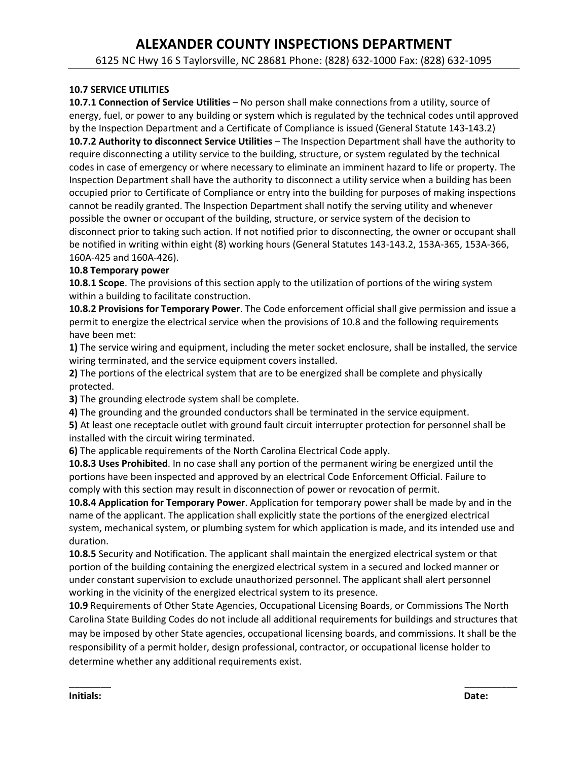# ALEXANDER COUNTY INSPECTIONS DEPARTMENT

6125 NC Hwy 16 S Taylorsville, NC 28681 Phone: (828) 632-1000 Fax: (828) 632-1095

**10.7 SERVICE UTILITIES**

**10.7.1 Connection of Service Utilities** – No person shall make connections from a utility, source of energy, fuel, or power to any building or system which is regulated by the technical codes until approved by the Inspection Department and a Certificate of Compliance is issued (General Statute 143-143.2)

**10.7.2 Authority to disconnect Service Utilities** – The Inspection Department shall have the authority to require disconnecting a utility service to the building, structure, or system regulated by the technical codes in case of emergency or where necessary to eliminate an imminent hazard to life or property. The Inspection Department shall have the authority to disconnect a utility service when a building has been occupied prior to Certificate of Compliance or entry into the building for purposes of making inspections cannot be readily granted. The Inspection Department shall notify the serving utility and whenever possible the owner or occupant of the building, structure, or service system of the decision to disconnect prior to taking such action. If not notified prior to disconnecting, the owner or occupant shall be notified in writing within eight (8) working hours (General Statutes 143-143.2, 153A-365, 153A-366, 160A-425 and 160A-426).

**10.8 Temporary power**

**10.8.1 Scope**. The provisions of this section apply to the utilization of portions of the wiring system within a building to facilitate construction.

**10.8.2 Provisions for Temporary Power**. The Code enforcement official shall give permission and issue a permit to energize the electrical service when the provisions of 10.8 and the following requirements have been met:

**1)** The service wiring and equipment, including the meter socket enclosure, shall be installed, the service wiring terminated, and the service equipment covers installed.

**2)** The portions of the electrical system that are to be energized shall be complete and physically protected.

**3)** The grounding electrode system shall be complete.

**4)** The grounding and the grounded conductors shall be terminated in the service equipment.

**5)** At least one receptacle outlet with ground fault circuit interrupter protection for personnel shall be installed with the circuit wiring terminated.

**6)** The applicable requirements of the North Carolina Electrical Code apply.

**10.8.3 Uses Prohibited**. In no case shall any portion of the permanent wiring be energized until the portions have been inspected and approved by an electrical Code Enforcement Official. Failure to comply with this section may result in disconnection of power or revocation of permit.

**10.8.4 Application for Temporary Power**. Application for temporary power shall be made by and in the name of the applicant. The application shall explicitly state the portions of the energized electrical system, mechanical system, or plumbing system for which application is made, and its intended use and duration.

**10.8.5** Security and Notification. The applicant shall maintain the energized electrical system or that portion of the building containing the energized electrical system in a secured and locked manner or under constant supervision to exclude unauthorized personnel. The applicant shall alert personnel working in the vicinity of the energized electrical system to its presence.

**10.9** Requirements of Other State Agencies, Occupational Licensing Boards, or Commissions The North Carolina State Building Codes do not include all additional requirements for buildings and structures that may be imposed by other State agencies, occupational licensing boards, and commissions. It shall be the responsibility of a permit holder, design professional, contractor, or occupational license holder to determine whether any additional requirements exist.

________ __________

**Initials:** **Date:**